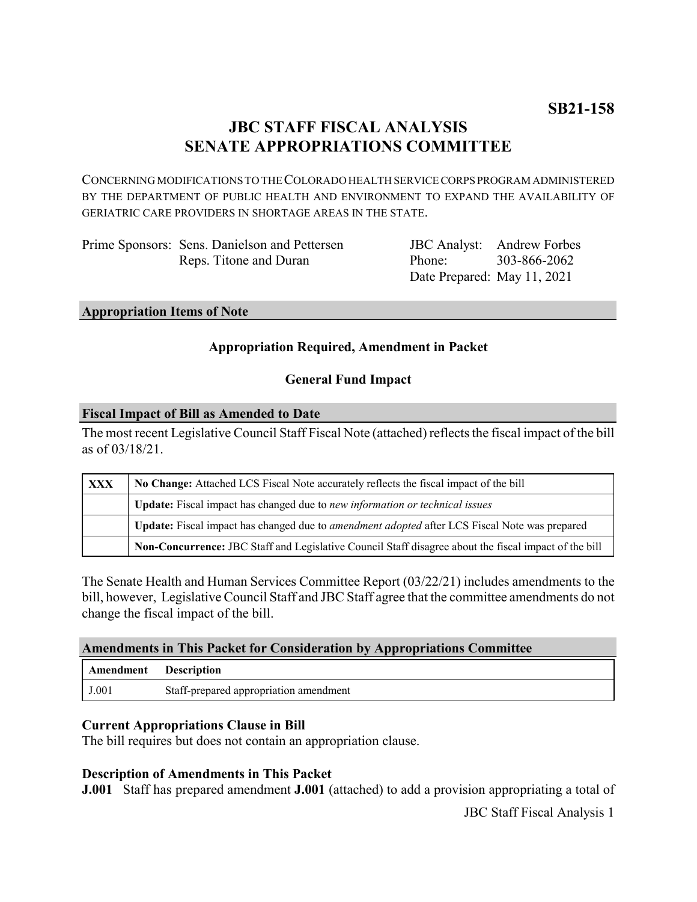**SB21-158**

# JBC STAFF FISCAL ANALYSIS
# SENATE APPROPRIATIONS COMMITTEE

CONCERNING MODIFICATIONS TO THE COLORADO HEALTH SERVICE CORPS PROGRAM ADMINISTERED BY THE DEPARTMENT OF PUBLIC HEALTH AND ENVIRONMENT TO EXPAND THE AVAILABILITY OF GERIATRIC CARE PROVIDERS IN SHORTAGE AREAS IN THE STATE.

Prime Sponsors: Sens. Danielson and Pettersen
Reps. Titone and Duran

JBC Analyst: Andrew Forbes
Phone: 303-866-2062
Date Prepared: May 11, 2021

## Appropriation Items of Note

**Appropriation Required, Amendment in Packet**

**General Fund Impact**

## Fiscal Impact of Bill as Amended to Date

The most recent Legislative Council Staff Fiscal Note (attached) reflects the fiscal impact of the bill as of 03/18/21.

| | |
|---|---|
| XXX | **No Change:** Attached LCS Fiscal Note accurately reflects the fiscal impact of the bill |
| | **Update:** Fiscal impact has changed due to *new information or technical issues* |
| | **Update:** Fiscal impact has changed due to *amendment adopted* after LCS Fiscal Note was prepared |
| | **Non-Concurrence:** JBC Staff and Legislative Council Staff disagree about the fiscal impact of the bill |

The Senate Health and Human Services Committee Report (03/22/21) includes amendments to the bill, however, Legislative Council Staff and JBC Staff agree that the committee amendments do not change the fiscal impact of the bill.

## Amendments in This Packet for Consideration by Appropriations Committee

| Amendment | Description |
|---|---|
| J.001 | Staff-prepared appropriation amendment |

### Current Appropriations Clause in Bill

The bill requires but does not contain an appropriation clause.

### Description of Amendments in This Packet

**J.001** Staff has prepared amendment **J.001** (attached) to add a provision appropriating a total of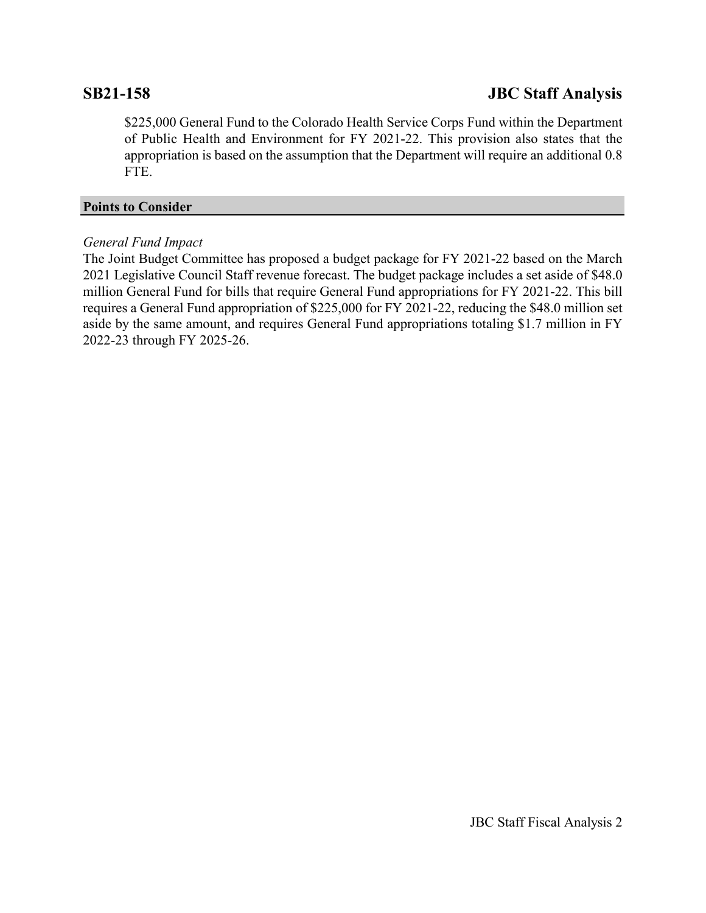$225,000 General Fund to the Colorado Health Service Corps Fund within the Department of Public Health and Environment for FY 2021-22. This provision also states that the appropriation is based on the assumption that the Department will require an additional 0.8 FTE.

## Points to Consider

*General Fund Impact*

The Joint Budget Committee has proposed a budget package for FY 2021-22 based on the March 2021 Legislative Council Staff revenue forecast. The budget package includes a set aside of $48.0 million General Fund for bills that require General Fund appropriations for FY 2021-22. This bill requires a General Fund appropriation of $225,000 for FY 2021-22, reducing the $48.0 million set aside by the same amount, and requires General Fund appropriations totaling $1.7 million in FY 2022-23 through FY 2025-26.